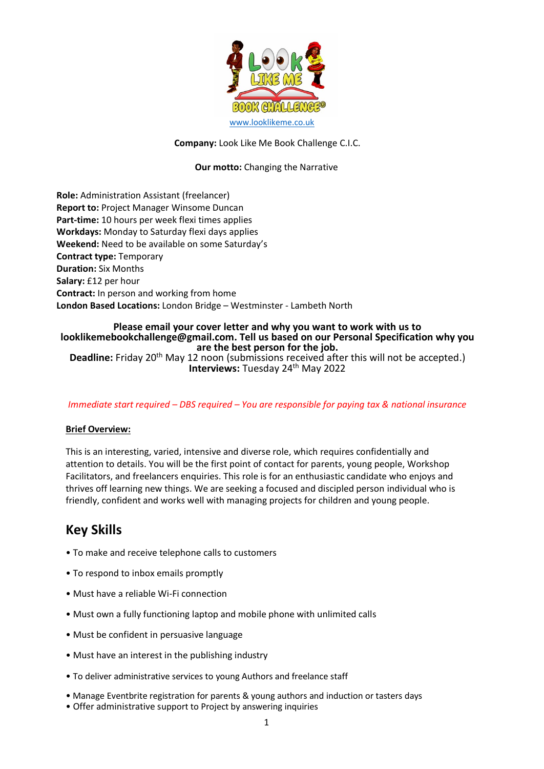www.looklikeme.co.uk

**Company:** Look Like Me Book Challenge C.I.C.

**Our motto:** Changing the Narrative

**Role:** Administration Assistant (freelancer)
**Report to:** Project Manager Winsome Duncan
**Part-time:** 10 hours per week flexi times applies
**Workdays:** Monday to Saturday flexi days applies
**Weekend:** Need to be available on some Saturday's
**Contract type:** Temporary
**Duration:** Six Months
**Salary:** £12 per hour
**Contract:** In person and working from home
**London Based Locations:** London Bridge – Westminster - Lambeth North

**Please email your cover letter and why you want to work with us to looklikemebookchallenge@gmail.com. Tell us based on our Personal Specification why you are the best person for the job.**
**Deadline:** Friday 20th May 12 noon (submissions received after this will not be accepted.)
**Interviews:** Tuesday 24th May 2022

*Immediate start required – DBS required – You are responsible for paying tax & national insurance*

**Brief Overview:**

This is an interesting, varied, intensive and diverse role, which requires confidentially and attention to details. You will be the first point of contact for parents, young people, Workshop Facilitators, and freelancers enquiries. This role is for an enthusiastic candidate who enjoys and thrives off learning new things. We are seeking a focused and discipled person individual who is friendly, confident and works well with managing projects for children and young people.

## Key Skills

- To make and receive telephone calls to customers
- To respond to inbox emails promptly
- Must have a reliable Wi-Fi connection
- Must own a fully functioning laptop and mobile phone with unlimited calls
- Must be confident in persuasive language
- Must have an interest in the publishing industry
- To deliver administrative services to young Authors and freelance staff
- Manage Eventbrite registration for parents & young authors and induction or tasters days
- Offer administrative support to Project by answering inquiries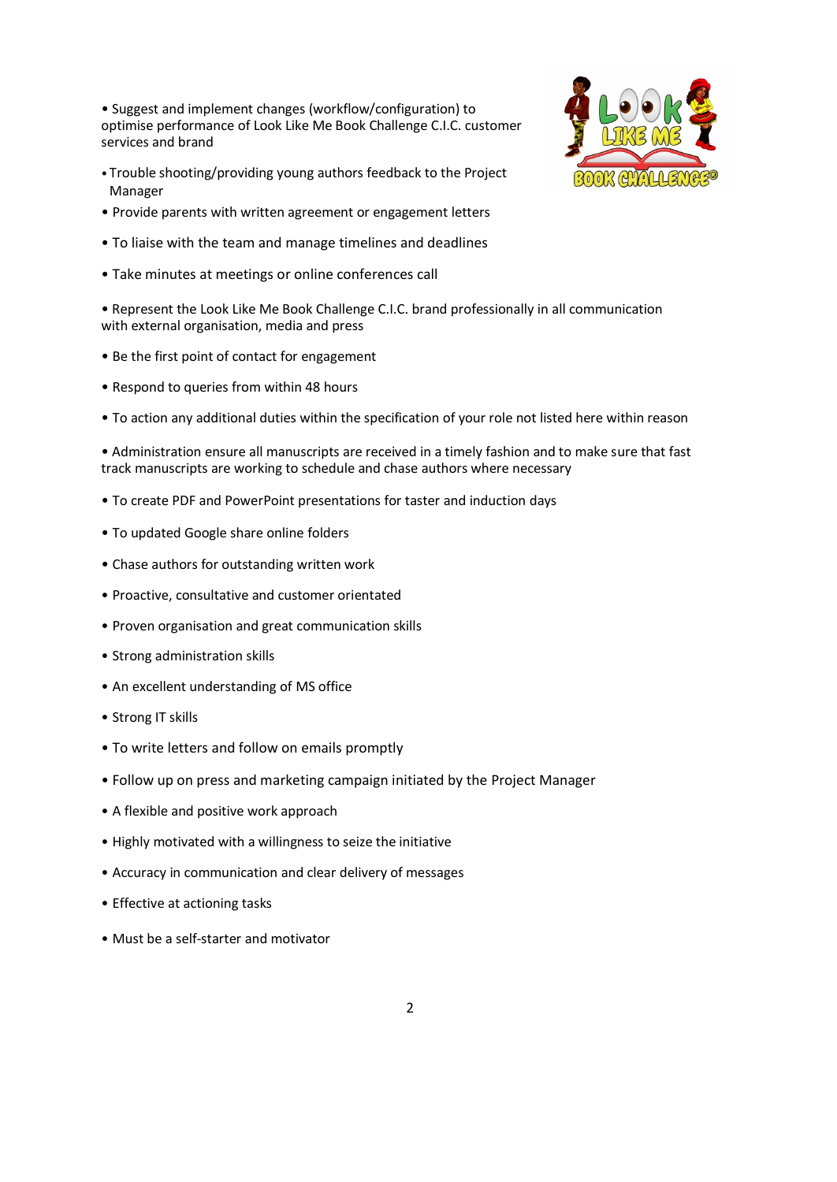- Suggest and implement changes (workflow/configuration) to optimise performance of Look Like Me Book Challenge C.I.C. customer services and brand
- Trouble shooting/providing young authors feedback to the Project Manager
- Provide parents with written agreement or engagement letters
- To liaise with the team and manage timelines and deadlines
- Take minutes at meetings or online conferences call
- Represent the Look Like Me Book Challenge C.I.C. brand professionally in all communication with external organisation, media and press
- Be the first point of contact for engagement
- Respond to queries from within 48 hours
- To action any additional duties within the specification of your role not listed here within reason
- Administration ensure all manuscripts are received in a timely fashion and to make sure that fast track manuscripts are working to schedule and chase authors where necessary
- To create PDF and PowerPoint presentations for taster and induction days
- To updated Google share online folders
- Chase authors for outstanding written work
- Proactive, consultative and customer orientated
- Proven organisation and great communication skills
- Strong administration skills
- An excellent understanding of MS office
- Strong IT skills
- To write letters and follow on emails promptly
- Follow up on press and marketing campaign initiated by the Project Manager
- A flexible and positive work approach
- Highly motivated with a willingness to seize the initiative
- Accuracy in communication and clear delivery of messages
- Effective at actioning tasks
- Must be a self-starter and motivator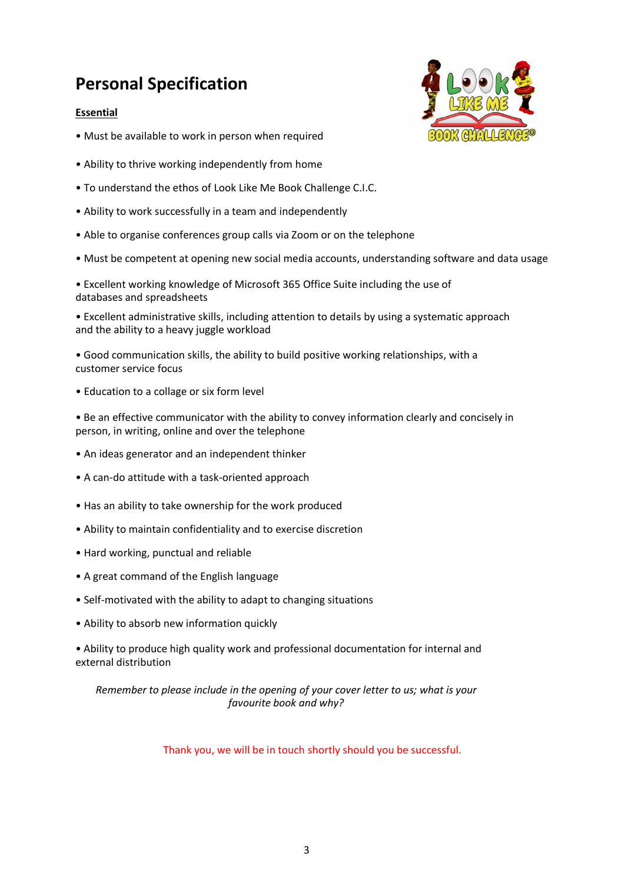# Personal Specification

**Essential**

- Must be available to work in person when required
- Ability to thrive working independently from home
- To understand the ethos of Look Like Me Book Challenge C.I.C.
- Ability to work successfully in a team and independently
- Able to organise conferences group calls via Zoom or on the telephone
- Must be competent at opening new social media accounts, understanding software and data usage
- Excellent working knowledge of Microsoft 365 Office Suite including the use of databases and spreadsheets
- Excellent administrative skills, including attention to details by using a systematic approach and the ability to a heavy juggle workload
- Good communication skills, the ability to build positive working relationships, with a customer service focus
- Education to a collage or six form level
- Be an effective communicator with the ability to convey information clearly and concisely in person, in writing, online and over the telephone
- An ideas generator and an independent thinker
- A can-do attitude with a task-oriented approach
- Has an ability to take ownership for the work produced
- Ability to maintain confidentiality and to exercise discretion
- Hard working, punctual and reliable
- A great command of the English language
- Self-motivated with the ability to adapt to changing situations
- Ability to absorb new information quickly
- Ability to produce high quality work and professional documentation for internal and external distribution

*Remember to please include in the opening of your cover letter to us; what is your favourite book and why?*

Thank you, we will be in touch shortly should you be successful.